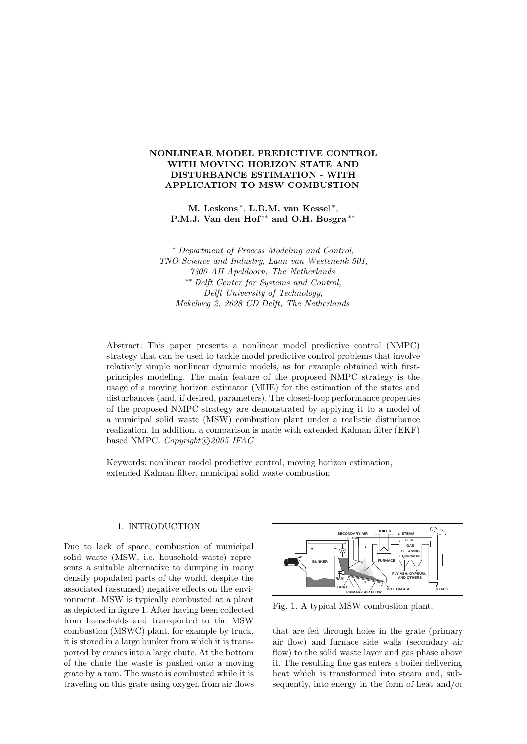# NONLINEAR MODEL PREDICTIVE CONTROL WITH MOVING HORIZON STATE AND DISTURBANCE ESTIMATION - WITH APPLICATION TO MSW COMBUSTION

**M. Leskens** [*], **L.B.M. van Kessel** [*], **P.M.J. Van den Hof** [**] **and O.H. Bosgra** [**]

[*] *Department of Process Modeling and Control, TNO Science and Industry, Laan van Westenenk 501, 7300 AH Apeldoorn, The Netherlands*
[**] *Delft Center for Systems and Control, Delft University of Technology, Mekelweg 2, 2628 CD Delft, The Netherlands*

Abstract: This paper presents a nonlinear model predictive control (NMPC) strategy that can be used to tackle model predictive control problems that involve relatively simple nonlinear dynamic models, as for example obtained with first-principles modeling. The main feature of the proposed NMPC strategy is the usage of a moving horizon estimator (MHE) for the estimation of the states and disturbances (and, if desired, parameters). The closed-loop performance properties of the proposed NMPC strategy are demonstrated by applying it to a model of a municipal solid waste (MSW) combustion plant under a realistic disturbance realization. In addition, a comparison is made with extended Kalman filter (EKF) based NMPC. *Copyright©2005 IFAC*

Keywords: nonlinear model predictive control, moving horizon estimation, extended Kalman filter, municipal solid waste combustion

## 1. INTRODUCTION

Due to lack of space, combustion of municipal solid waste (MSW, i.e. household waste) represents a suitable alternative to dumping in many densily populated parts of the world, despite the associated (assumed) negative effects on the environment. MSW is typically combusted at a plant as depicted in figure 1. After having been collected from households and transported to the MSW combustion (MSWC) plant, for example by truck, it is stored in a large bunker from which it is transported by cranes into a large chute. At the bottom of the chute the waste is pushed onto a moving grate by a ram. The waste is combusted while it is traveling on this grate using oxygen from air flows that are fed through holes in the grate (primary air flow) and furnace side walls (secondary air flow) to the solid waste layer and gas phase above it. The resulting flue gas enters a boiler delivering heat which is transformed into steam and, subsequently, into energy in the form of heat and/or

Fig. 1. A typical MSW combustion plant.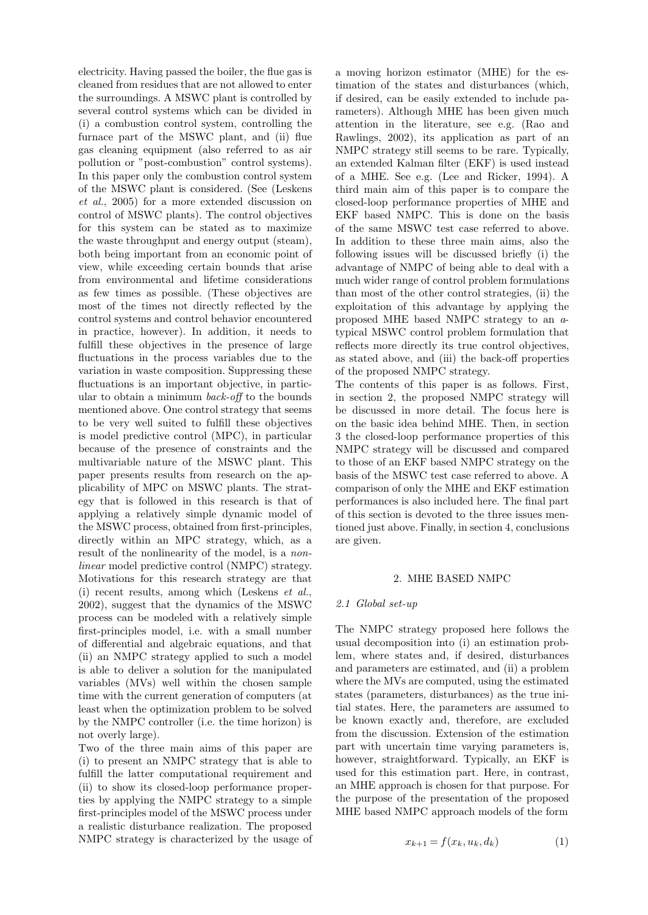electricity. Having passed the boiler, the flue gas is cleaned from residues that are not allowed to enter the surroundings. A MSWC plant is controlled by several control systems which can be divided in (i) a combustion control system, controlling the furnace part of the MSWC plant, and (ii) flue gas cleaning equipment (also referred to as air pollution or "post-combustion" control systems). In this paper only the combustion control system of the MSWC plant is considered. (See (Leskens *et al.*, 2005) for a more extended discussion on control of MSWC plants). The control objectives for this system can be stated as to maximize the waste throughput and energy output (steam), both being important from an economic point of view, while exceeding certain bounds that arise from environmental and lifetime considerations as few times as possible. (These objectives are most of the times not directly reflected by the control systems and control behavior encountered in practice, however). In addition, it needs to fulfill these objectives in the presence of large fluctuations in the process variables due to the variation in waste composition. Suppressing these fluctuations is an important objective, in particular to obtain a minimum *back-off* to the bounds mentioned above. One control strategy that seems to be very well suited to fulfill these objectives is model predictive control (MPC), in particular because of the presence of constraints and the multivariable nature of the MSWC plant. This paper presents results from research on the applicability of MPC on MSWC plants. The strategy that is followed in this research is that of applying a relatively simple dynamic model of the MSWC process, obtained from first-principles, directly within an MPC strategy, which, as a result of the nonlinearity of the model, is a *nonlinear* model predictive control (NMPC) strategy. Motivations for this research strategy are that (i) recent results, among which (Leskens *et al.*, 2002), suggest that the dynamics of the MSWC process can be modeled with a relatively simple first-principles model, i.e. with a small number of differential and algebraic equations, and that (ii) an NMPC strategy applied to such a model is able to deliver a solution for the manipulated variables (MVs) well within the chosen sample time with the current generation of computers (at least when the optimization problem to be solved by the NMPC controller (i.e. the time horizon) is not overly large).

Two of the three main aims of this paper are (i) to present an NMPC strategy that is able to fulfill the latter computational requirement and (ii) to show its closed-loop performance properties by applying the NMPC strategy to a simple first-principles model of the MSWC process under a realistic disturbance realization. The proposed NMPC strategy is characterized by the usage of a moving horizon estimator (MHE) for the estimation of the states and disturbances (which, if desired, can be easily extended to include parameters). Although MHE has been given much attention in the literature, see e.g. (Rao and Rawlings, 2002), its application as part of an NMPC strategy still seems to be rare. Typically, an extended Kalman filter (EKF) is used instead of a MHE. See e.g. (Lee and Ricker, 1994). A third main aim of this paper is to compare the closed-loop performance properties of MHE and EKF based NMPC. This is done on the basis of the same MSWC test case referred to above. In addition to these three main aims, also the following issues will be discussed briefly (i) the advantage of NMPC of being able to deal with a much wider range of control problem formulations than most of the other control strategies, (ii) the exploitation of this advantage by applying the proposed MHE based NMPC strategy to an *a*-typical MSWC control problem formulation that reflects more directly its true control objectives, as stated above, and (iii) the back-off properties of the proposed NMPC strategy.

The contents of this paper is as follows. First, in section 2, the proposed NMPC strategy will be discussed in more detail. The focus here is on the basic idea behind MHE. Then, in section 3 the closed-loop performance properties of this NMPC strategy will be discussed and compared to those of an EKF based NMPC strategy on the basis of the MSWC test case referred to above. A comparison of only the MHE and EKF estimation performances is also included here. The final part of this section is devoted to the three issues mentioned just above. Finally, in section 4, conclusions are given.

## 2. MHE BASED NMPC

### *2.1 Global set-up*

The NMPC strategy proposed here follows the usual decomposition into (i) an estimation problem, where states and, if desired, disturbances and parameters are estimated, and (ii) a problem where the MVs are computed, using the estimated states (parameters, disturbances) as the true initial states. Here, the parameters are assumed to be known exactly and, therefore, are excluded from the discussion. Extension of the estimation part with uncertain time varying parameters is, however, straightforward. Typically, an EKF is used for this estimation part. Here, in contrast, an MHE approach is chosen for that purpose. For the purpose of the presentation of the proposed MHE based NMPC approach models of the form

$$x_{k+1} = f(x_k, u_k, d_k) \tag{1}$$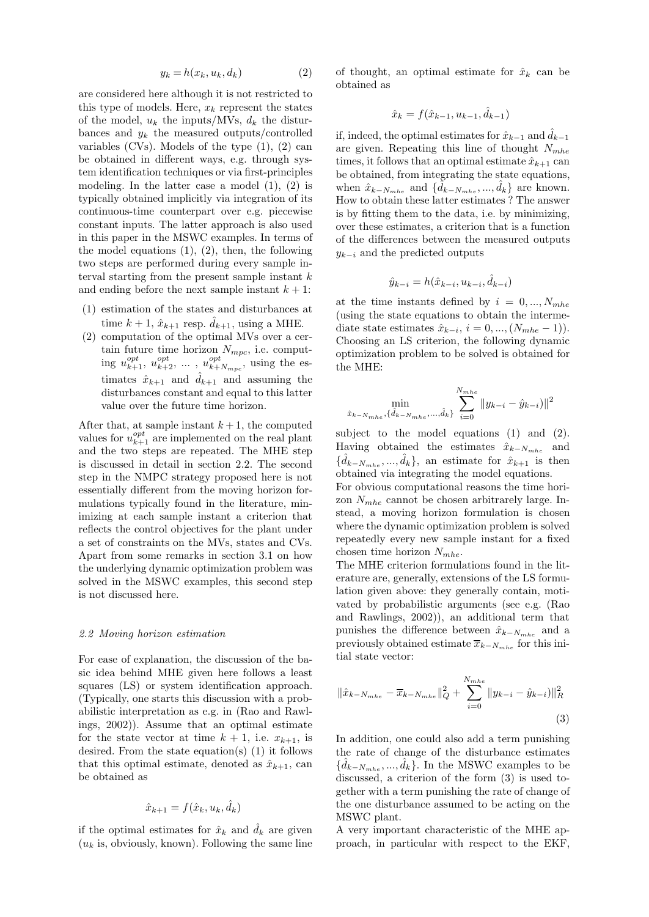$$y_k = h(x_k, u_k, d_k) \qquad (2)$$

are considered here although it is not restricted to this type of models. Here, $x_k$ represent the states of the model, $u_k$ the inputs/MVs, $d_k$ the disturbances and $y_k$ the measured outputs/controlled variables (CVs). Models of the type (1), (2) can be obtained in different ways, e.g. through system identification techniques or via first-principles modeling. In the latter case a model (1), (2) is typically obtained implicitly via integration of its continuous-time counterpart over e.g. piecewise constant inputs. The latter approach is also used in this paper in the MSWC examples. In terms of the model equations (1), (2), then, the following two steps are performed during every sample interval starting from the present sample instant $k$ and ending before the next sample instant $k+1$:

(1) estimation of the states and disturbances at time $k+1$, $\hat{x}_{k+1}$ resp. $\hat{d}_{k+1}$, using a MHE.
(2) computation of the optimal MVs over a certain future time horizon $N_{mpc}$, i.e. computing $u_{k+1}^{opt}$, $u_{k+2}^{opt}$, ... , $u_{k+N_{mpc}}^{opt}$, using the estimates $\hat{x}_{k+1}$ and $\hat{d}_{k+1}$ and assuming the disturbances constant and equal to this latter value over the future time horizon.

After that, at sample instant $k+1$, the computed values for $u_{k+1}^{opt}$ are implemented on the real plant and the two steps are repeated. The MHE step is discussed in detail in section 2.2. The second step in the NMPC strategy proposed here is not essentially different from the moving horizon formulations typically found in the literature, minimizing at each sample instant a criterion that reflects the control objectives for the plant under a set of constraints on the MVs, states and CVs. Apart from some remarks in section 3.1 on how the underlying dynamic optimization problem was solved in the MSWC examples, this second step is not discussed here.

### *2.2 Moving horizon estimation*

For ease of explanation, the discussion of the basic idea behind MHE given here follows a least squares (LS) or system identification approach. (Typically, one starts this discussion with a probabilistic interpretation as e.g. in (Rao and Rawlings, 2002)). Assume that an optimal estimate for the state vector at time $k+1$, i.e. $x_{k+1}$, is desired. From the state equation(s) (1) it follows that this optimal estimate, denoted as $\hat{x}_{k+1}$, can be obtained as

$$\hat{x}_{k+1} = f(\hat{x}_k, u_k, \hat{d}_k)$$

if the optimal estimates for $\hat{x}_k$ and $\hat{d}_k$ are given ($u_k$ is, obviously, known). Following the same line of thought, an optimal estimate for $\hat{x}_k$ can be obtained as

$$\hat{x}_k = f(\hat{x}_{k-1}, u_{k-1}, \hat{d}_{k-1})$$

if, indeed, the optimal estimates for $\hat{x}_{k-1}$ and $\hat{d}_{k-1}$ are given. Repeating this line of thought $N_{mhe}$ times, it follows that an optimal estimate $\hat{x}_{k+1}$ can be obtained, from integrating the state equations, when $\hat{x}_{k-N_{mhe}}$ and $\{\hat{d}_{k-N_{mhe}}, ..., \hat{d}_k\}$ are known. How to obtain these latter estimates ? The answer is by fitting them to the data, i.e. by minimizing, over these estimates, a criterion that is a function of the differences between the measured outputs $y_{k-i}$ and the predicted outputs

$$\hat{y}_{k-i} = h(\hat{x}_{k-i}, u_{k-i}, \hat{d}_{k-i})$$

at the time instants defined by $i = 0, ..., N_{mhe}$ (using the state equations to obtain the intermediate state estimates $\hat{x}_{k-i}$, $i = 0, ..., (N_{mhe}-1)$). Choosing an LS criterion, the following dynamic optimization problem to be solved is obtained for the MHE:

$$\min_{\hat{x}_{k-N_{mhe}}, \{\hat{d}_{k-N_{mhe}}, ..., \hat{d}_k\}} \sum_{i=0}^{N_{mhe}} \|y_{k-i} - \hat{y}_{k-i})\|^2$$

subject to the model equations (1) and (2). Having obtained the estimates $\hat{x}_{k-N_{mhe}}$ and $\{\hat{d}_{k-N_{mhe}}, ..., \hat{d}_k\}$, an estimate for $\hat{x}_{k+1}$ is then obtained via integrating the model equations.

For obvious computational reasons the time horizon $N_{mhe}$ cannot be chosen arbitrarely large. Instead, a moving horizon formulation is chosen where the dynamic optimization problem is solved repeatedly every new sample instant for a fixed chosen time horizon $N_{mhe}$.

The MHE criterion formulations found in the literature are, generally, extensions of the LS formulation given above: they generally contain, motivated by probabilistic arguments (see e.g. (Rao and Rawlings, 2002)), an additional term that punishes the difference between $\hat{x}_{k-N_{mhe}}$ and a previously obtained estimate $\overline{x}_{k-N_{mhe}}$ for this initial state vector:

$$\|\hat{x}_{k-N_{mhe}} - \overline{x}_{k-N_{mhe}}\|_Q^2 + \sum_{i=0}^{N_{mhe}} \|y_{k-i} - \hat{y}_{k-i})\|_R^2 \qquad (3)$$

In addition, one could also add a term punishing the rate of change of the disturbance estimates $\{\hat{d}_{k-N_{mhe}}, ..., \hat{d}_k\}$. In the MSWC examples to be discussed, a criterion of the form (3) is used together with a term punishing the rate of change of the one disturbance assumed to be acting on the MSWC plant.

A very important characteristic of the MHE approach, in particular with respect to the EKF,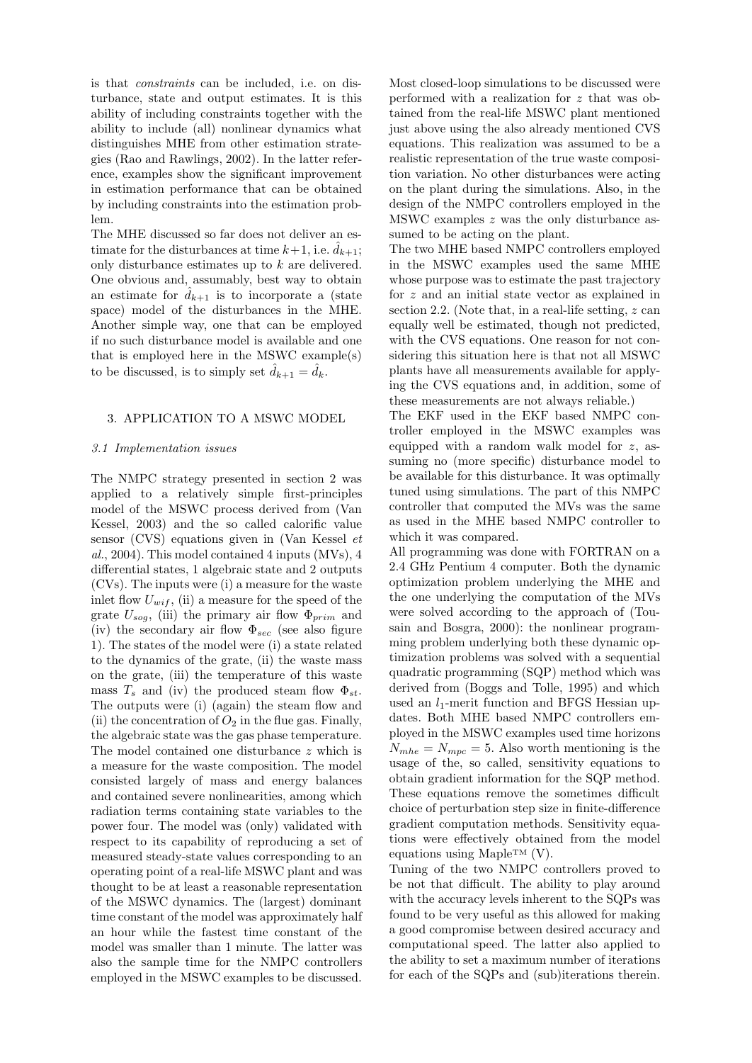is that *constraints* can be included, i.e. on disturbance, state and output estimates. It is this ability of including constraints together with the ability to include (all) nonlinear dynamics what distinguishes MHE from other estimation strategies (Rao and Rawlings, 2002). In the latter reference, examples show the significant improvement in estimation performance that can be obtained by including constraints into the estimation problem.

The MHE discussed so far does not deliver an estimate for the disturbances at time $k+1$, i.e. $\hat{d}_{k+1}$; only disturbance estimates up to $k$ are delivered. One obvious and, assumably, best way to obtain an estimate for $\hat{d}_{k+1}$ is to incorporate a (state space) model of the disturbances in the MHE. Another simple way, one that can be employed if no such disturbance model is available and one that is employed here in the MSWC example(s) to be discussed, is to simply set $\hat{d}_{k+1} = \hat{d}_k$.

## 3. APPLICATION TO A MSWC MODEL

### 3.1 Implementation issues

The NMPC strategy presented in section 2 was applied to a relatively simple first-principles model of the MSWC process derived from (Van Kessel, 2003) and the so called calorific value sensor (CVS) equations given in (Van Kessel *et al.*, 2004). This model contained 4 inputs (MVs), 4 differential states, 1 algebraic state and 2 outputs (CVs). The inputs were (i) a measure for the waste inlet flow $U_{wif}$, (ii) a measure for the speed of the grate $U_{sog}$, (iii) the primary air flow $\Phi_{prim}$ and (iv) the secondary air flow $\Phi_{sec}$ (see also figure 1). The states of the model were (i) a state related to the dynamics of the grate, (ii) the waste mass on the grate, (iii) the temperature of this waste mass $T_s$ and (iv) the produced steam flow $\Phi_{st}$. The outputs were (i) (again) the steam flow and (ii) the concentration of $O_2$ in the flue gas. Finally, the algebraic state was the gas phase temperature. The model contained one disturbance $z$ which is a measure for the waste composition. The model consisted largely of mass and energy balances and contained severe nonlinearities, among which radiation terms containing state variables to the power four. The model was (only) validated with respect to its capability of reproducing a set of measured steady-state values corresponding to an operating point of a real-life MSWC plant and was thought to be at least a reasonable representation of the MSWC dynamics. The (largest) dominant time constant of the model was approximately half an hour while the fastest time constant of the model was smaller than 1 minute. The latter was also the sample time for the NMPC controllers employed in the MSWC examples to be discussed.

Most closed-loop simulations to be discussed were performed with a realization for $z$ that was obtained from the real-life MSWC plant mentioned just above using the also already mentioned CVS equations. This realization was assumed to be a realistic representation of the true waste composition variation. No other disturbances were acting on the plant during the simulations. Also, in the design of the NMPC controllers employed in the MSWC examples $z$ was the only disturbance assumed to be acting on the plant.

The two MHE based NMPC controllers employed in the MSWC examples used the same MHE whose purpose was to estimate the past trajectory for $z$ and an initial state vector as explained in section 2.2. (Note that, in a real-life setting, $z$ can equally well be estimated, though not predicted, with the CVS equations. One reason for not considering this situation here is that not all MSWC plants have all measurements available for applying the CVS equations and, in addition, some of these measurements are not always reliable.)

The EKF used in the EKF based NMPC controller employed in the MSWC examples was equipped with a random walk model for $z$, assuming no (more specific) disturbance model to be available for this disturbance. It was optimally tuned using simulations. The part of this NMPC controller that computed the MVs was the same as used in the MHE based NMPC controller to which it was compared.

All programming was done with FORTRAN on a 2.4 GHz Pentium 4 computer. Both the dynamic optimization problem underlying the MHE and the one underlying the computation of the MVs were solved according to the approach of (Tousain and Bosgra, 2000): the nonlinear programming problem underlying both these dynamic optimization problems was solved with a sequential quadratic programming (SQP) method which was derived from (Boggs and Tolle, 1995) and which used an $l_1$-merit function and BFGS Hessian updates. Both MHE based NMPC controllers employed in the MSWC examples used time horizons $N_{mhe} = N_{mpc} = 5$. Also worth mentioning is the usage of the, so called, sensitivity equations to obtain gradient information for the SQP method. These equations remove the sometimes difficult choice of perturbation step size in finite-difference gradient computation methods. Sensitivity equations were effectively obtained from the model equations using Maple™ (V).

Tuning of the two NMPC controllers proved to be not that difficult. The ability to play around with the accuracy levels inherent to the SQPs was found to be very useful as this allowed for making a good compromise between desired accuracy and computational speed. The latter also applied to the ability to set a maximum number of iterations for each of the SQPs and (sub)iterations therein.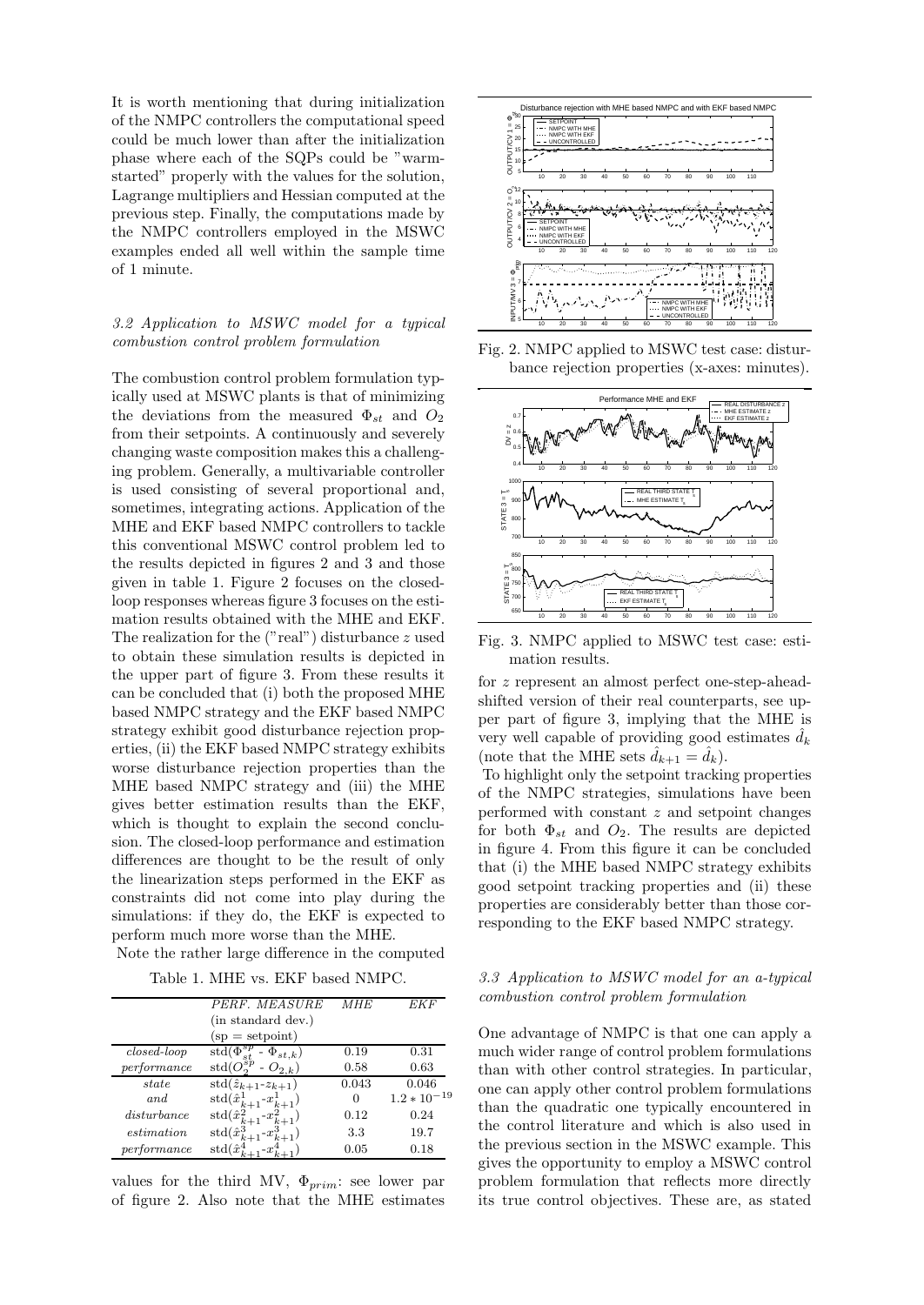It is worth mentioning that during initialization of the NMPC controllers the computational speed could be much lower than after the initialization phase where each of the SQPs could be "warm-started" properly with the values for the solution, Lagrange multipliers and Hessian computed at the previous step. Finally, the computations made by the NMPC controllers employed in the MSWC examples ended all well within the sample time of 1 minute.

### *3.2 Application to MSWC model for a typical combustion control problem formulation*

The combustion control problem formulation typically used at MSWC plants is that of minimizing the deviations from the measured $\Phi_{st}$ and $O_2$ from their setpoints. A continuously and severely changing waste composition makes this a challenging problem. Generally, a multivariable controller is used consisting of several proportional and, sometimes, integrating actions. Application of the MHE and EKF based NMPC controllers to tackle this conventional MSWC control problem led to the results depicted in figures 2 and 3 and those given in table 1. Figure 2 focuses on the closed-loop responses whereas figure 3 focuses on the estimation results obtained with the MHE and EKF. The realization for the ("real") disturbance $z$ used to obtain these simulation results is depicted in the upper part of figure 3. From these results it can be concluded that (i) both the proposed MHE based NMPC strategy and the EKF based NMPC strategy exhibit good disturbance rejection properties, (ii) the EKF based NMPC strategy exhibits worse disturbance rejection properties than the MHE based NMPC strategy and (iii) the MHE gives better estimation results than the EKF, which is thought to explain the second conclusion. The closed-loop performance and estimation differences are thought to be the result of only the linearization steps performed in the EKF as constraints did not come into play during the simulations: if they do, the EKF is expected to perform much more worse than the MHE.

Note the rather large difference in the computed

Table 1. MHE vs. EKF based NMPC.

| | *PERF. MEASURE* (in standard dev.) (sp = setpoint) | *MHE* | *EKF* |
|---|---|---|---|
| *closed-loop* | std($\Phi_{st}^{sp}$ - $\Phi_{st,k}$) | 0.19 | 0.31 |
| *performance* | std($O_2^{sp}$ - $O_{2,k}$) | 0.58 | 0.63 |
| *state* | std($\hat{z}_{k+1}$-$z_{k+1}$) | 0.043 | 0.046 |
| *and* | std($\hat{x}^1_{k+1}$-$x^1_{k+1}$) | 0 | $1.2 * 10^{-19}$ |
| *disturbance* | std($\hat{x}^2_{k+1}$-$x^2_{k+1}$) | 0.12 | 0.24 |
| *estimation* | std($\hat{x}^3_{k+1}$-$x^3_{k+1}$) | 3.3 | 19.7 |
| *performance* | std($\hat{x}^4_{k+1}$-$x^4_{k+1}$) | 0.05 | 0.18 |

values for the third MV, $\Phi_{prim}$: see lower par of figure 2. Also note that the MHE estimates

Fig. 2. NMPC applied to MSWC test case: disturbance rejection properties (x-axes: minutes).

Fig. 3. NMPC applied to MSWC test case: estimation results.

for $z$ represent an almost perfect one-step-ahead-shifted version of their real counterparts, see upper part of figure 3, implying that the MHE is very well capable of providing good estimates $\hat{d}_k$ (note that the MHE sets $\hat{d}_{k+1} = \hat{d}_k$).

To highlight only the setpoint tracking properties of the NMPC strategies, simulations have been performed with constant $z$ and setpoint changes for both $\Phi_{st}$ and $O_2$. The results are depicted in figure 4. From this figure it can be concluded that (i) the MHE based NMPC strategy exhibits good setpoint tracking properties and (ii) these properties are considerably better than those corresponding to the EKF based NMPC strategy.

### *3.3 Application to MSWC model for an a-typical combustion control problem formulation*

One advantage of NMPC is that one can apply a much wider range of control problem formulations than with other control strategies. In particular, one can apply other control problem formulations than the quadratic one typically encountered in the control literature and which is also used in the previous section in the MSWC example. This gives the opportunity to employ a MSWC control problem formulation that reflects more directly its true control objectives. These are, as stated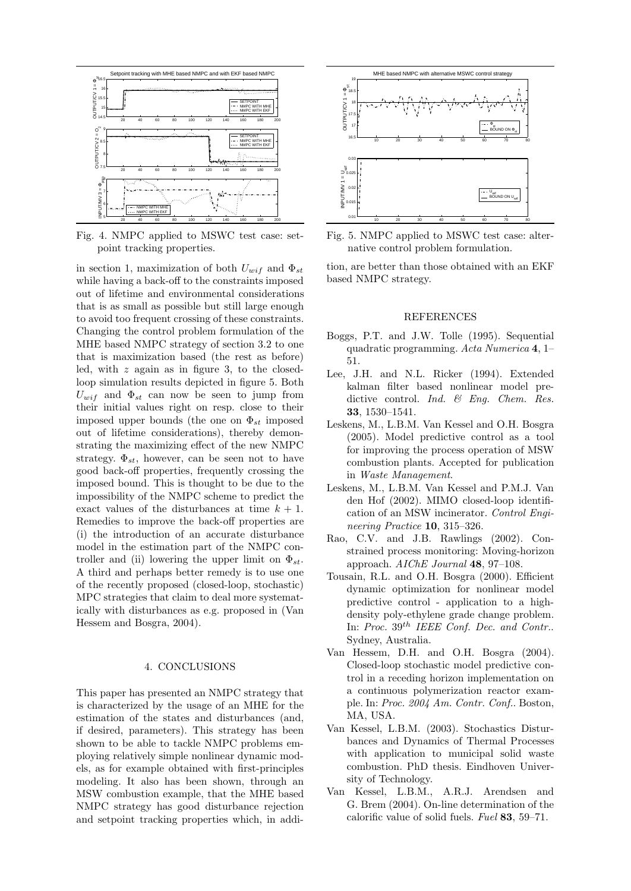Setpoint tracking with MHE based NMPC and with EKF based NMPC

OUTPUT/CV 1 = $\Phi_{st}$

SETPOINT
NMPC WITH MHE
NMPC WITH EKF

OUTPUT/CV 2 = $O_2$

SETPOINT
NMPC WITH MHE
NMPC WITH EKF

INPUT/MV 3 = $\Phi_{prim}$

NMPC WITH MHE
NMPC WITH EKF

Fig. 4. NMPC applied to MSWC test case: setpoint tracking properties.

MHE based NMPC with alternative MSWC control strategy

OUTPUT/CV 1 = $\Phi_{st}$

$\Phi_{st}$
BOUND ON $\Phi_{st}$

INPUT/MV 1 = $U_{wif}$

$U_{wif}$
BOUND ON $U_{wif}$

Fig. 5. NMPC applied to MSWC test case: alternative control problem formulation.

in section 1, maximization of both $U_{wif}$ and $\Phi_{st}$ while having a back-off to the constraints imposed out of lifetime and environmental considerations that is as small as possible but still large enough to avoid too frequent crossing of these constraints. Changing the control problem formulation of the MHE based NMPC strategy of section 3.2 to one that is maximization based (the rest as before) led, with $z$ again as in figure 3, to the closed-loop simulation results depicted in figure 5. Both $U_{wif}$ and $\Phi_{st}$ can now be seen to jump from their initial values right on resp. close to their imposed upper bounds (the one on $\Phi_{st}$ imposed out of lifetime considerations), thereby demonstrating the maximizing effect of the new NMPC strategy. $\Phi_{st}$, however, can be seen not to have good back-off properties, frequently crossing the imposed bound. This is thought to be due to the impossibility of the NMPC scheme to predict the exact values of the disturbances at time $k+1$. Remedies to improve the back-off properties are (i) the introduction of an accurate disturbance model in the estimation part of the NMPC controller and (ii) lowering the upper limit on $\Phi_{st}$. A third and perhaps better remedy is to use one of the recently proposed (closed-loop, stochastic) MPC strategies that claim to deal more systematically with disturbances as e.g. proposed in (Van Hessem and Bosgra, 2004).

## 4. CONCLUSIONS

This paper has presented an NMPC strategy that is characterized by the usage of an MHE for the estimation of the states and disturbances (and, if desired, parameters). This strategy has been shown to be able to tackle NMPC problems employing relatively simple nonlinear dynamic models, as for example obtained with first-principles modeling. It also has been shown, through an MSW combustion example, that the MHE based NMPC strategy has good disturbance rejection and setpoint tracking properties which, in addition, are better than those obtained with an EKF based NMPC strategy.

## REFERENCES

Boggs, P.T. and J.W. Tolle (1995). Sequential quadratic programming. *Acta Numerica* **4**, 1–51.

Lee, J.H. and N.L. Ricker (1994). Extended kalman filter based nonlinear model predictive control. *Ind. & Eng. Chem. Res.* **33**, 1530–1541.

Leskens, M., L.B.M. Van Kessel and O.H. Bosgra (2005). Model predictive control as a tool for improving the process operation of MSW combustion plants. Accepted for publication in *Waste Management*.

Leskens, M., L.B.M. Van Kessel and P.M.J. Van den Hof (2002). MIMO closed-loop identification of an MSW incinerator. *Control Engineering Practice* **10**, 315–326.

Rao, C.V. and J.B. Rawlings (2002). Constrained process monitoring: Moving-horizon approach. *AIChE Journal* **48**, 97–108.

Tousain, R.L. and O.H. Bosgra (2000). Efficient dynamic optimization for nonlinear model predictive control - application to a high-density poly-ethylene grade change problem. In: *Proc. 39$^{th}$ IEEE Conf. Dec. and Contr.*. Sydney, Australia.

Van Hessem, D.H. and O.H. Bosgra (2004). Closed-loop stochastic model predictive control in a receding horizon implementation on a continuous polymerization reactor example. In: *Proc. 2004 Am. Contr. Conf.*. Boston, MA, USA.

Van Kessel, L.B.M. (2003). Stochastics Disturbances and Dynamics of Thermal Processes with application to municipal solid waste combustion. PhD thesis. Eindhoven University of Technology.

Van Kessel, L.B.M., A.R.J. Arendsen and G. Brem (2004). On-line determination of the calorific value of solid fuels. *Fuel* **83**, 59–71.